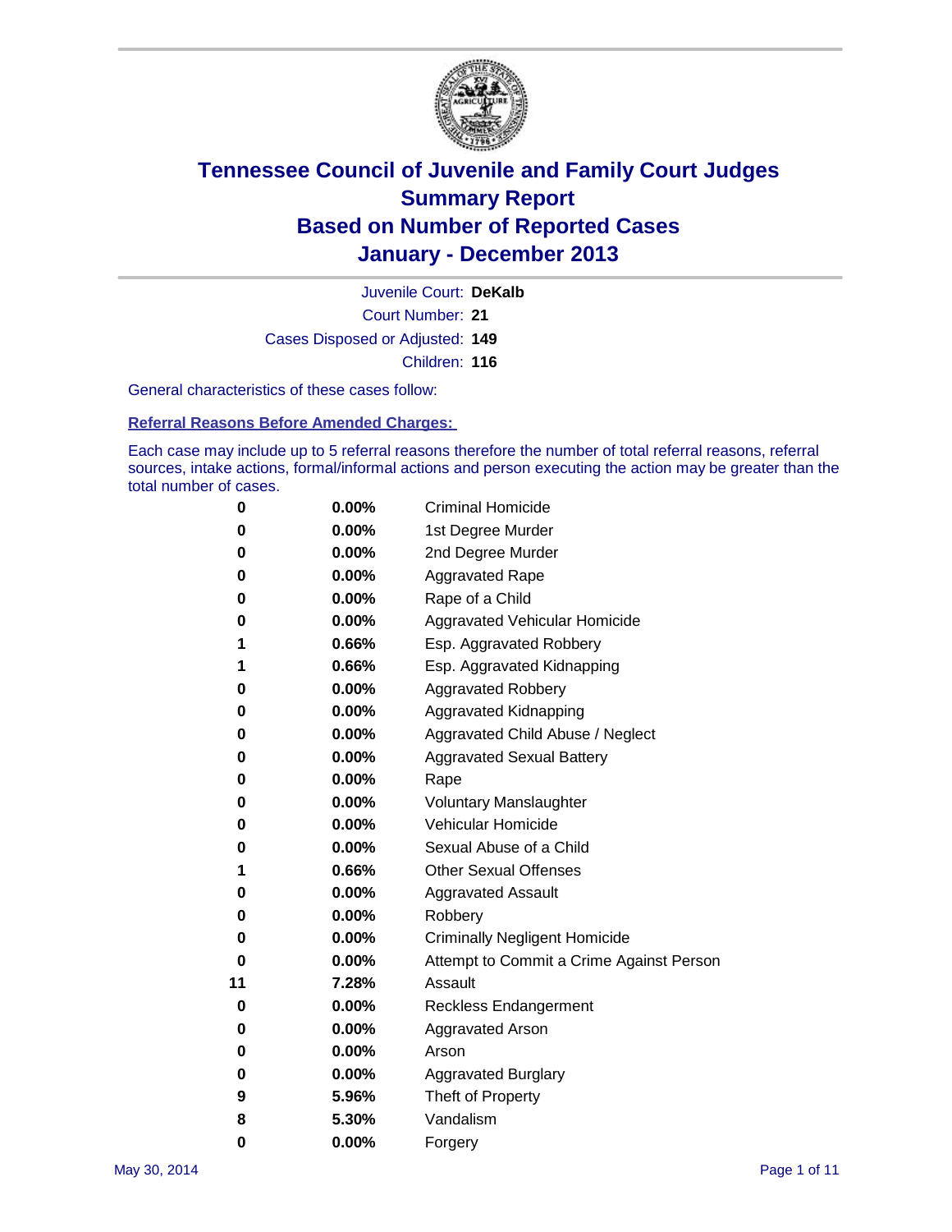# Tennessee Council of Juvenile and Family Court Judges
## Summary Report
## Based on Number of Reported Cases
## January - December 2013

Juvenile Court: **DeKalb**
Court Number: **21**
Cases Disposed or Adjusted: **149**
Children: **116**

General characteristics of these cases follow:

### Referral Reasons Before Amended Charges:

Each case may include up to 5 referral reasons therefore the number of total referral reasons, referral sources, intake actions, formal/informal actions and person executing the action may be greater than the total number of cases.

| Count | Percent | Referral Reason |
|---|---|---|
| 0 | 0.00% | Criminal Homicide |
| 0 | 0.00% | 1st Degree Murder |
| 0 | 0.00% | 2nd Degree Murder |
| 0 | 0.00% | Aggravated Rape |
| 0 | 0.00% | Rape of a Child |
| 0 | 0.00% | Aggravated Vehicular Homicide |
| 1 | 0.66% | Esp. Aggravated Robbery |
| 1 | 0.66% | Esp. Aggravated Kidnapping |
| 0 | 0.00% | Aggravated Robbery |
| 0 | 0.00% | Aggravated Kidnapping |
| 0 | 0.00% | Aggravated Child Abuse / Neglect |
| 0 | 0.00% | Aggravated Sexual Battery |
| 0 | 0.00% | Rape |
| 0 | 0.00% | Voluntary Manslaughter |
| 0 | 0.00% | Vehicular Homicide |
| 0 | 0.00% | Sexual Abuse of a Child |
| 1 | 0.66% | Other Sexual Offenses |
| 0 | 0.00% | Aggravated Assault |
| 0 | 0.00% | Robbery |
| 0 | 0.00% | Criminally Negligent Homicide |
| 0 | 0.00% | Attempt to Commit a Crime Against Person |
| 11 | 7.28% | Assault |
| 0 | 0.00% | Reckless Endangerment |
| 0 | 0.00% | Aggravated Arson |
| 0 | 0.00% | Arson |
| 0 | 0.00% | Aggravated Burglary |
| 9 | 5.96% | Theft of Property |
| 8 | 5.30% | Vandalism |
| 0 | 0.00% | Forgery |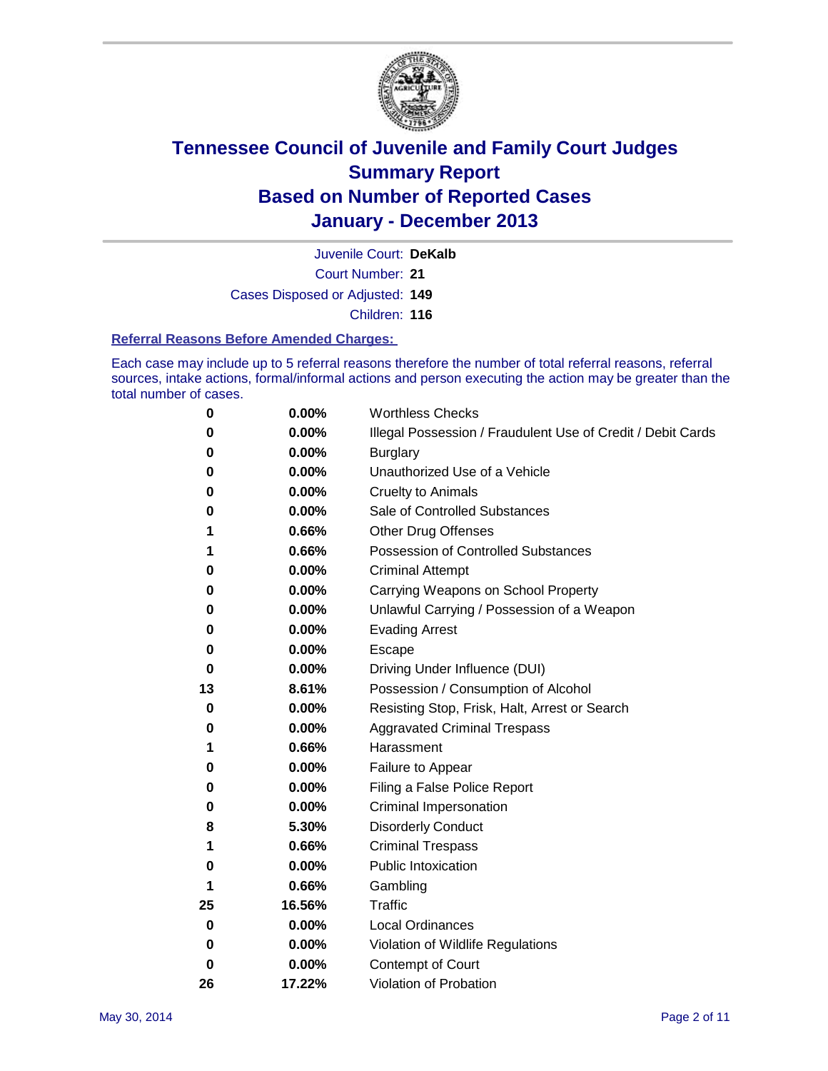# Tennessee Council of Juvenile and Family Court Judges
## Summary Report
## Based on Number of Reported Cases
## January - December 2013

Juvenile Court: **DeKalb**

Court Number: **21**

Cases Disposed or Adjusted: **149**

Children: **116**

### Referral Reasons Before Amended Charges:

Each case may include up to 5 referral reasons therefore the number of total referral reasons, referral sources, intake actions, formal/informal actions and person executing the action may be greater than the total number of cases.

| Count | Percent | Referral Reason |
|---|---|---|
| 0 | 0.00% | Worthless Checks |
| 0 | 0.00% | Illegal Possession / Fraudulent Use of Credit / Debit Cards |
| 0 | 0.00% | Burglary |
| 0 | 0.00% | Unauthorized Use of a Vehicle |
| 0 | 0.00% | Cruelty to Animals |
| 0 | 0.00% | Sale of Controlled Substances |
| 1 | 0.66% | Other Drug Offenses |
| 1 | 0.66% | Possession of Controlled Substances |
| 0 | 0.00% | Criminal Attempt |
| 0 | 0.00% | Carrying Weapons on School Property |
| 0 | 0.00% | Unlawful Carrying / Possession of a Weapon |
| 0 | 0.00% | Evading Arrest |
| 0 | 0.00% | Escape |
| 0 | 0.00% | Driving Under Influence (DUI) |
| 13 | 8.61% | Possession / Consumption of Alcohol |
| 0 | 0.00% | Resisting Stop, Frisk, Halt, Arrest or Search |
| 0 | 0.00% | Aggravated Criminal Trespass |
| 1 | 0.66% | Harassment |
| 0 | 0.00% | Failure to Appear |
| 0 | 0.00% | Filing a False Police Report |
| 0 | 0.00% | Criminal Impersonation |
| 8 | 5.30% | Disorderly Conduct |
| 1 | 0.66% | Criminal Trespass |
| 0 | 0.00% | Public Intoxication |
| 1 | 0.66% | Gambling |
| 25 | 16.56% | Traffic |
| 0 | 0.00% | Local Ordinances |
| 0 | 0.00% | Violation of Wildlife Regulations |
| 0 | 0.00% | Contempt of Court |
| 26 | 17.22% | Violation of Probation |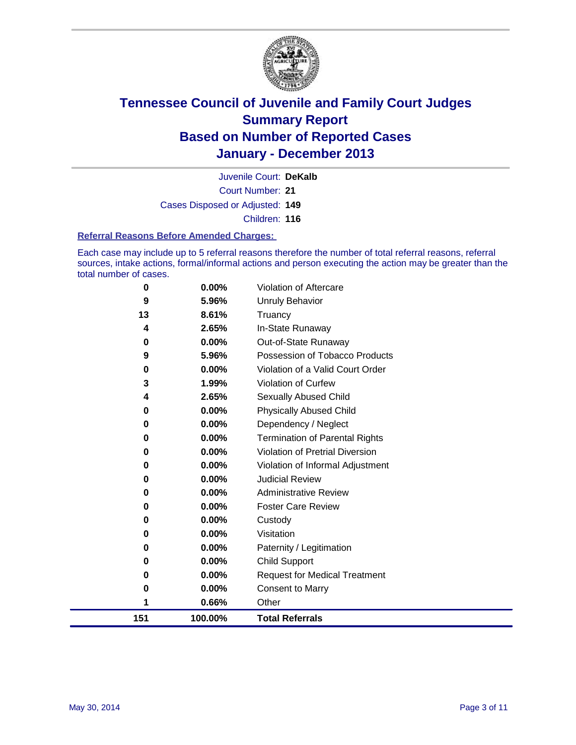# Tennessee Council of Juvenile and Family Court Judges
# Summary Report
# Based on Number of Reported Cases
# January - December 2013

Juvenile Court: **DeKalb**

Court Number: **21**

Cases Disposed or Adjusted: **149**

Children: **116**

### Referral Reasons Before Amended Charges:

Each case may include up to 5 referral reasons therefore the number of total referral reasons, referral sources, intake actions, formal/informal actions and person executing the action may be greater than the total number of cases.

| Count | Percent | Referral Reason |
|---|---|---|
| 0 | 0.00% | Violation of Aftercare |
| 9 | 5.96% | Unruly Behavior |
| 13 | 8.61% | Truancy |
| 4 | 2.65% | In-State Runaway |
| 0 | 0.00% | Out-of-State Runaway |
| 9 | 5.96% | Possession of Tobacco Products |
| 0 | 0.00% | Violation of a Valid Court Order |
| 3 | 1.99% | Violation of Curfew |
| 4 | 2.65% | Sexually Abused Child |
| 0 | 0.00% | Physically Abused Child |
| 0 | 0.00% | Dependency / Neglect |
| 0 | 0.00% | Termination of Parental Rights |
| 0 | 0.00% | Violation of Pretrial Diversion |
| 0 | 0.00% | Violation of Informal Adjustment |
| 0 | 0.00% | Judicial Review |
| 0 | 0.00% | Administrative Review |
| 0 | 0.00% | Foster Care Review |
| 0 | 0.00% | Custody |
| 0 | 0.00% | Visitation |
| 0 | 0.00% | Paternity / Legitimation |
| 0 | 0.00% | Child Support |
| 0 | 0.00% | Request for Medical Treatment |
| 0 | 0.00% | Consent to Marry |
| 1 | 0.66% | Other |
| **151** | **100.00%** | **Total Referrals** |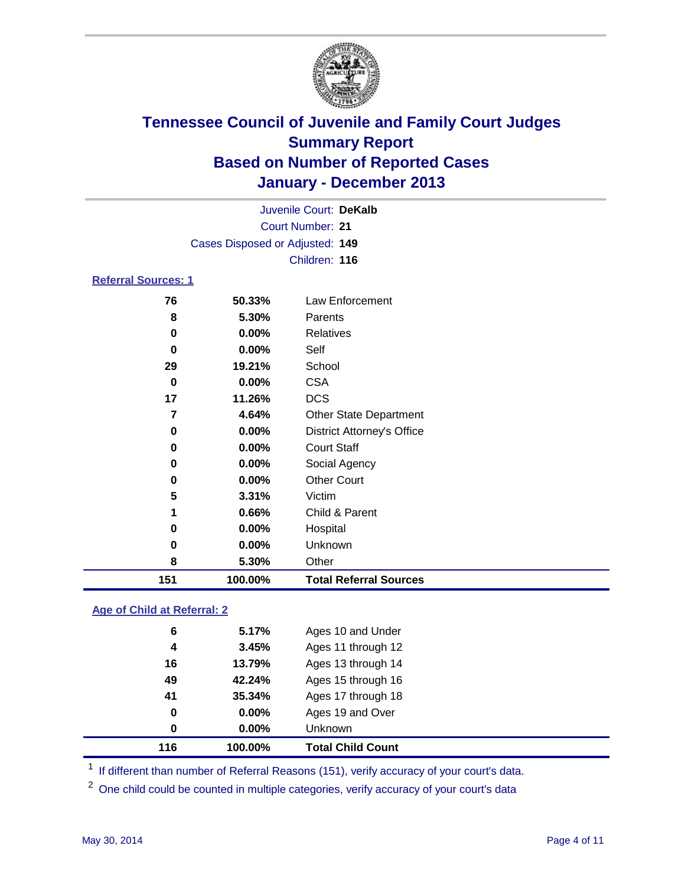# Tennessee Council of Juvenile and Family Court Judges
## Summary Report
## Based on Number of Reported Cases
## January - December 2013

Juvenile Court: **DeKalb**
Court Number: **21**
Cases Disposed or Adjusted: **149**
Children: **116**

### Referral Sources: 1

| | | |
|---|---|---|
| 76 | 50.33% | Law Enforcement |
| 8 | 5.30% | Parents |
| 0 | 0.00% | Relatives |
| 0 | 0.00% | Self |
| 29 | 19.21% | School |
| 0 | 0.00% | CSA |
| 17 | 11.26% | DCS |
| 7 | 4.64% | Other State Department |
| 0 | 0.00% | District Attorney's Office |
| 0 | 0.00% | Court Staff |
| 0 | 0.00% | Social Agency |
| 0 | 0.00% | Other Court |
| 5 | 3.31% | Victim |
| 1 | 0.66% | Child & Parent |
| 0 | 0.00% | Hospital |
| 0 | 0.00% | Unknown |
| 8 | 5.30% | Other |
| **151** | **100.00%** | **Total Referral Sources** |

### Age of Child at Referral: 2

| | | |
|---|---|---|
| 6 | 5.17% | Ages 10 and Under |
| 4 | 3.45% | Ages 11 through 12 |
| 16 | 13.79% | Ages 13 through 14 |
| 49 | 42.24% | Ages 15 through 16 |
| 41 | 35.34% | Ages 17 through 18 |
| 0 | 0.00% | Ages 19 and Over |
| 0 | 0.00% | Unknown |
| **116** | **100.00%** | **Total Child Count** |

[1] If different than number of Referral Reasons (151), verify accuracy of your court's data.

[2] One child could be counted in multiple categories, verify accuracy of your court's data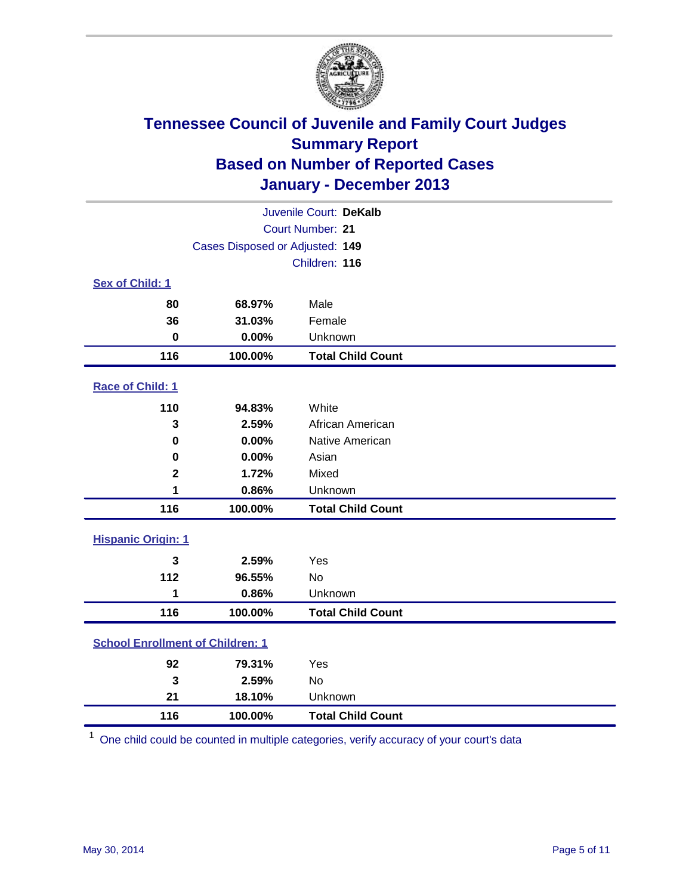# Tennessee Council of Juvenile and Family Court Judges
## Summary Report
## Based on Number of Reported Cases
## January - December 2013

Juvenile Court: **DeKalb**
Court Number: **21**
Cases Disposed or Adjusted: **149**
Children: **116**

### Sex of Child: 1

| Count | Percent | Category |
|---|---|---|
| 80 | 68.97% | Male |
| 36 | 31.03% | Female |
| 0 | 0.00% | Unknown |
| **116** | **100.00%** | **Total Child Count** |

### Race of Child: 1

| Count | Percent | Category |
|---|---|---|
| 110 | 94.83% | White |
| 3 | 2.59% | African American |
| 0 | 0.00% | Native American |
| 0 | 0.00% | Asian |
| 2 | 1.72% | Mixed |
| 1 | 0.86% | Unknown |
| **116** | **100.00%** | **Total Child Count** |

### Hispanic Origin: 1

| Count | Percent | Category |
|---|---|---|
| 3 | 2.59% | Yes |
| 112 | 96.55% | No |
| 1 | 0.86% | Unknown |
| **116** | **100.00%** | **Total Child Count** |

### School Enrollment of Children: 1

| Count | Percent | Category |
|---|---|---|
| 92 | 79.31% | Yes |
| 3 | 2.59% | No |
| 21 | 18.10% | Unknown |
| **116** | **100.00%** | **Total Child Count** |

[1] One child could be counted in multiple categories, verify accuracy of your court's data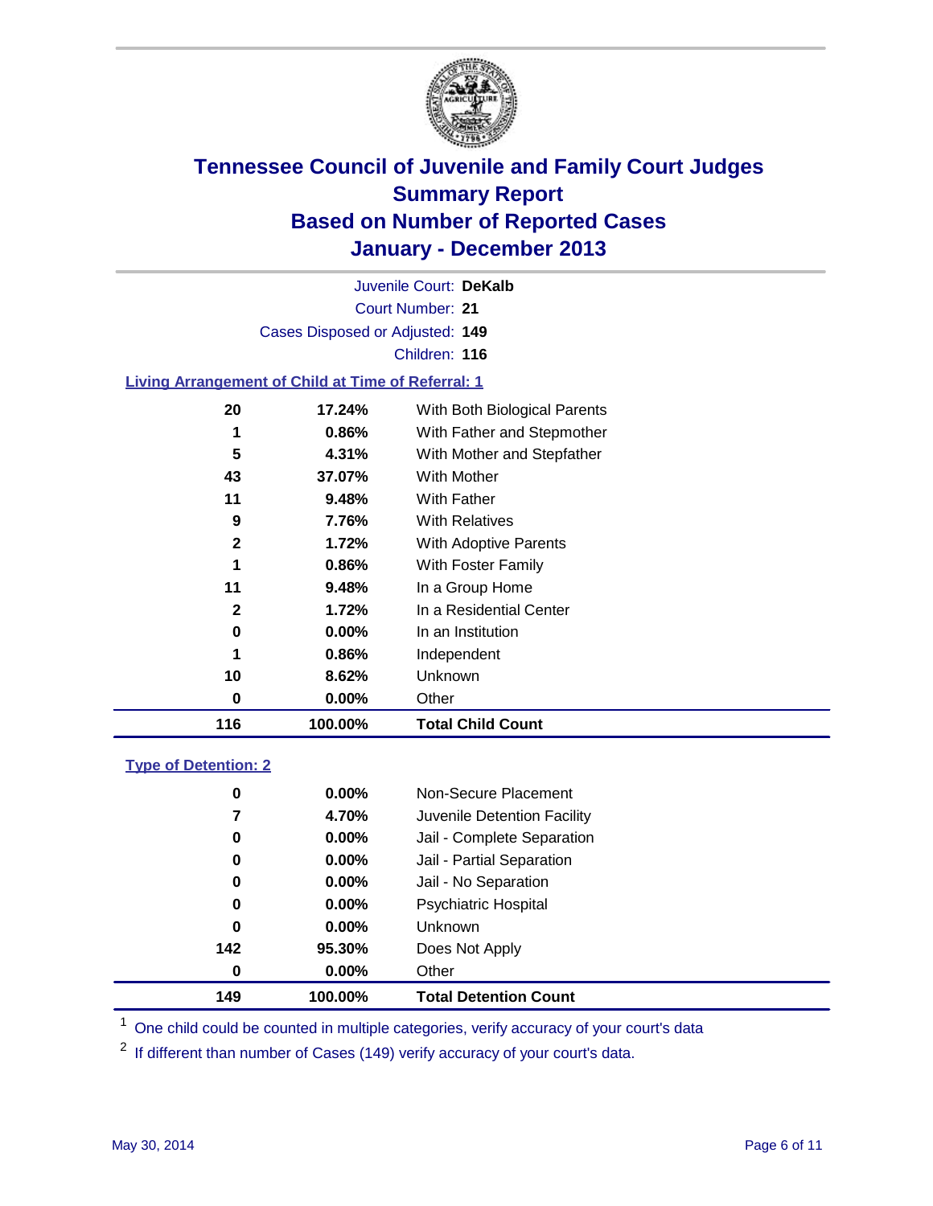# Tennessee Council of Juvenile and Family Court Judges
## Summary Report
## Based on Number of Reported Cases
## January - December 2013

Juvenile Court: **DeKalb**
Court Number: **21**
Cases Disposed or Adjusted: **149**
Children: **116**

### Living Arrangement of Child at Time of Referral: 1

| Count | Percent | Living Arrangement |
|---|---|---|
| 20 | 17.24% | With Both Biological Parents |
| 1 | 0.86% | With Father and Stepmother |
| 5 | 4.31% | With Mother and Stepfather |
| 43 | 37.07% | With Mother |
| 11 | 9.48% | With Father |
| 9 | 7.76% | With Relatives |
| 2 | 1.72% | With Adoptive Parents |
| 1 | 0.86% | With Foster Family |
| 11 | 9.48% | In a Group Home |
| 2 | 1.72% | In a Residential Center |
| 0 | 0.00% | In an Institution |
| 1 | 0.86% | Independent |
| 10 | 8.62% | Unknown |
| 0 | 0.00% | Other |
| **116** | **100.00%** | **Total Child Count** |

### Type of Detention: 2

| Count | Percent | Type of Detention |
|---|---|---|
| 0 | 0.00% | Non-Secure Placement |
| 7 | 4.70% | Juvenile Detention Facility |
| 0 | 0.00% | Jail - Complete Separation |
| 0 | 0.00% | Jail - Partial Separation |
| 0 | 0.00% | Jail - No Separation |
| 0 | 0.00% | Psychiatric Hospital |
| 0 | 0.00% | Unknown |
| 142 | 95.30% | Does Not Apply |
| 0 | 0.00% | Other |
| **149** | **100.00%** | **Total Detention Count** |

[1] One child could be counted in multiple categories, verify accuracy of your court's data

[2] If different than number of Cases (149) verify accuracy of your court's data.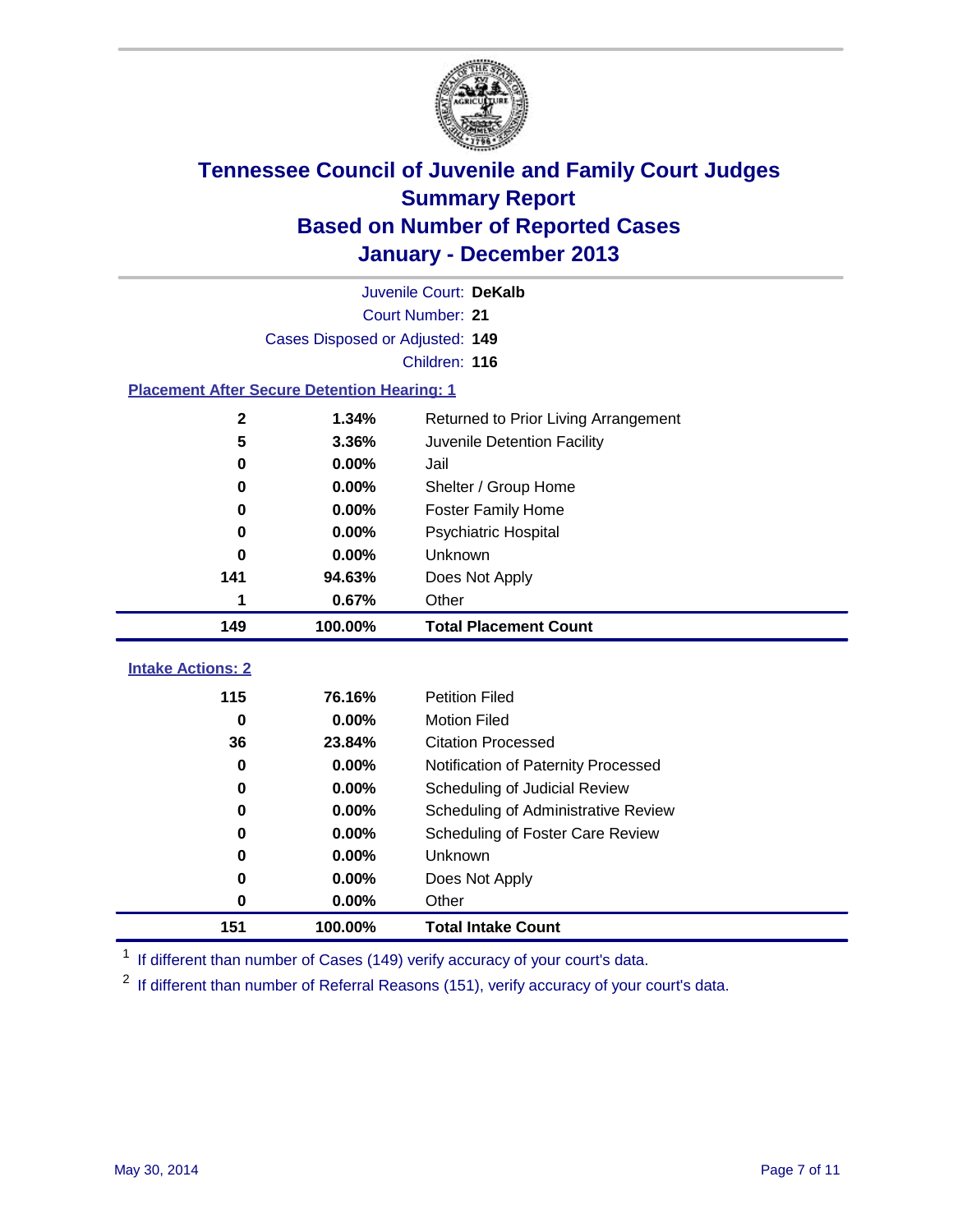# Tennessee Council of Juvenile and Family Court Judges
## Summary Report
## Based on Number of Reported Cases
## January - December 2013

Juvenile Court: **DeKalb**

Court Number: **21**

Cases Disposed or Adjusted: **149**

Children: **116**

### Placement After Secure Detention Hearing: 1

| Count | Percent | Placement |
|---|---|---|
| 2 | 1.34% | Returned to Prior Living Arrangement |
| 5 | 3.36% | Juvenile Detention Facility |
| 0 | 0.00% | Jail |
| 0 | 0.00% | Shelter / Group Home |
| 0 | 0.00% | Foster Family Home |
| 0 | 0.00% | Psychiatric Hospital |
| 0 | 0.00% | Unknown |
| 141 | 94.63% | Does Not Apply |
| 1 | 0.67% | Other |
| **149** | **100.00%** | **Total Placement Count** |

### Intake Actions: 2

| Count | Percent | Intake Action |
|---|---|---|
| 115 | 76.16% | Petition Filed |
| 0 | 0.00% | Motion Filed |
| 36 | 23.84% | Citation Processed |
| 0 | 0.00% | Notification of Paternity Processed |
| 0 | 0.00% | Scheduling of Judicial Review |
| 0 | 0.00% | Scheduling of Administrative Review |
| 0 | 0.00% | Scheduling of Foster Care Review |
| 0 | 0.00% | Unknown |
| 0 | 0.00% | Does Not Apply |
| 0 | 0.00% | Other |
| **151** | **100.00%** | **Total Intake Count** |

[1] If different than number of Cases (149) verify accuracy of your court's data.

[2] If different than number of Referral Reasons (151), verify accuracy of your court's data.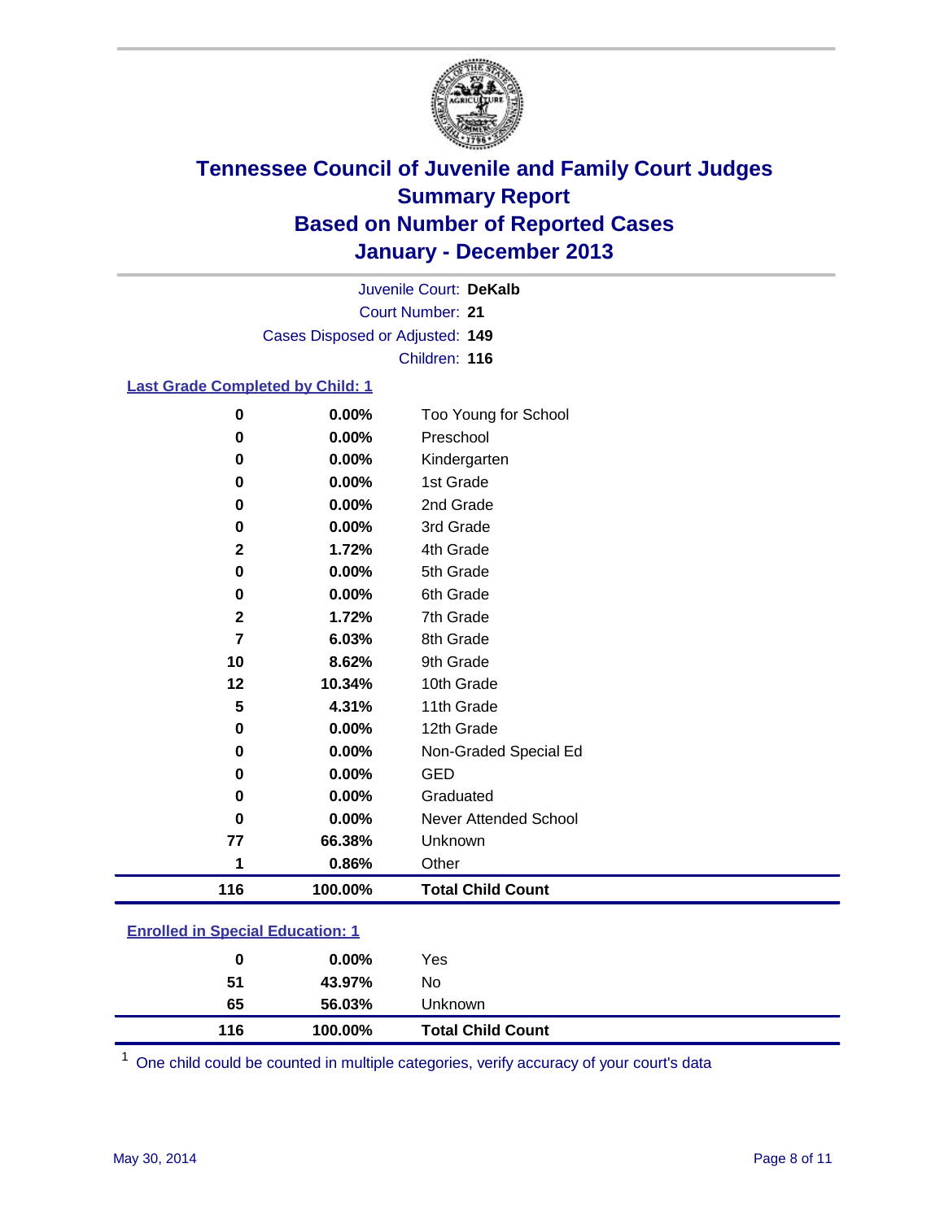# Tennessee Council of Juvenile and Family Court Judges
## Summary Report
## Based on Number of Reported Cases
## January - December 2013

Juvenile Court: **DeKalb**

Court Number: **21**

Cases Disposed or Adjusted: **149**

Children: **116**

### Last Grade Completed by Child: 1

| Count | Percent | Category |
|---|---|---|
| 0 | 0.00% | Too Young for School |
| 0 | 0.00% | Preschool |
| 0 | 0.00% | Kindergarten |
| 0 | 0.00% | 1st Grade |
| 0 | 0.00% | 2nd Grade |
| 0 | 0.00% | 3rd Grade |
| 2 | 1.72% | 4th Grade |
| 0 | 0.00% | 5th Grade |
| 0 | 0.00% | 6th Grade |
| 2 | 1.72% | 7th Grade |
| 7 | 6.03% | 8th Grade |
| 10 | 8.62% | 9th Grade |
| 12 | 10.34% | 10th Grade |
| 5 | 4.31% | 11th Grade |
| 0 | 0.00% | 12th Grade |
| 0 | 0.00% | Non-Graded Special Ed |
| 0 | 0.00% | GED |
| 0 | 0.00% | Graduated |
| 0 | 0.00% | Never Attended School |
| 77 | 66.38% | Unknown |
| 1 | 0.86% | Other |
| **116** | **100.00%** | **Total Child Count** |

### Enrolled in Special Education: 1

| Count | Percent | Category |
|---|---|---|
| 0 | 0.00% | Yes |
| 51 | 43.97% | No |
| 65 | 56.03% | Unknown |
| **116** | **100.00%** | **Total Child Count** |

[1] One child could be counted in multiple categories, verify accuracy of your court's data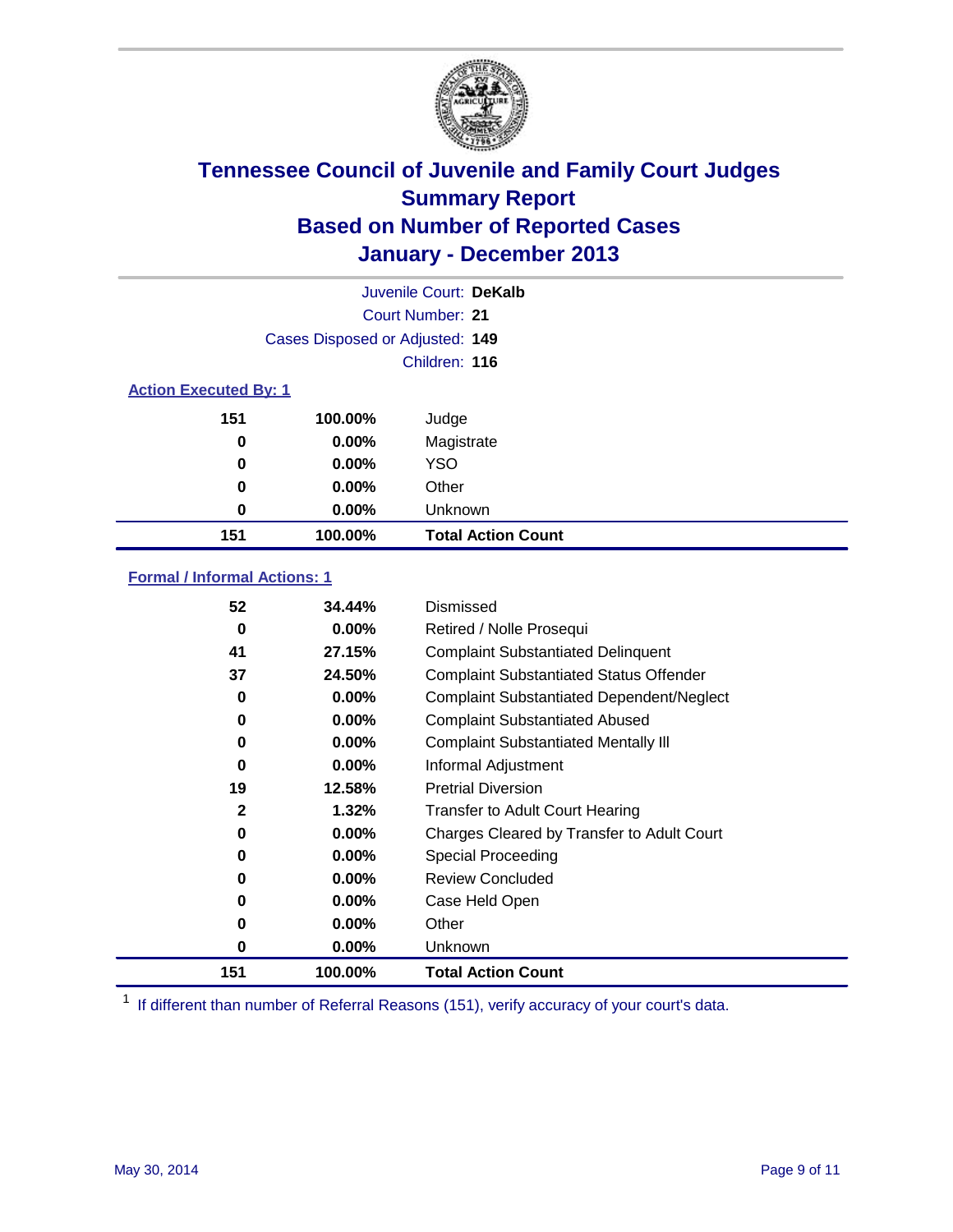# Tennessee Council of Juvenile and Family Court Judges
## Summary Report
## Based on Number of Reported Cases
## January - December 2013

Juvenile Court: **DeKalb**
Court Number: **21**
Cases Disposed or Adjusted: **149**
Children: **116**

### Action Executed By: 1

| | | |
|---|---|---|
| 151 | 100.00% | Judge |
| 0 | 0.00% | Magistrate |
| 0 | 0.00% | YSO |
| 0 | 0.00% | Other |
| 0 | 0.00% | Unknown |
| **151** | **100.00%** | **Total Action Count** |

### Formal / Informal Actions: 1

| | | |
|---|---|---|
| 52 | 34.44% | Dismissed |
| 0 | 0.00% | Retired / Nolle Prosequi |
| 41 | 27.15% | Complaint Substantiated Delinquent |
| 37 | 24.50% | Complaint Substantiated Status Offender |
| 0 | 0.00% | Complaint Substantiated Dependent/Neglect |
| 0 | 0.00% | Complaint Substantiated Abused |
| 0 | 0.00% | Complaint Substantiated Mentally Ill |
| 0 | 0.00% | Informal Adjustment |
| 19 | 12.58% | Pretrial Diversion |
| 2 | 1.32% | Transfer to Adult Court Hearing |
| 0 | 0.00% | Charges Cleared by Transfer to Adult Court |
| 0 | 0.00% | Special Proceeding |
| 0 | 0.00% | Review Concluded |
| 0 | 0.00% | Case Held Open |
| 0 | 0.00% | Other |
| 0 | 0.00% | Unknown |
| **151** | **100.00%** | **Total Action Count** |

[1] If different than number of Referral Reasons (151), verify accuracy of your court's data.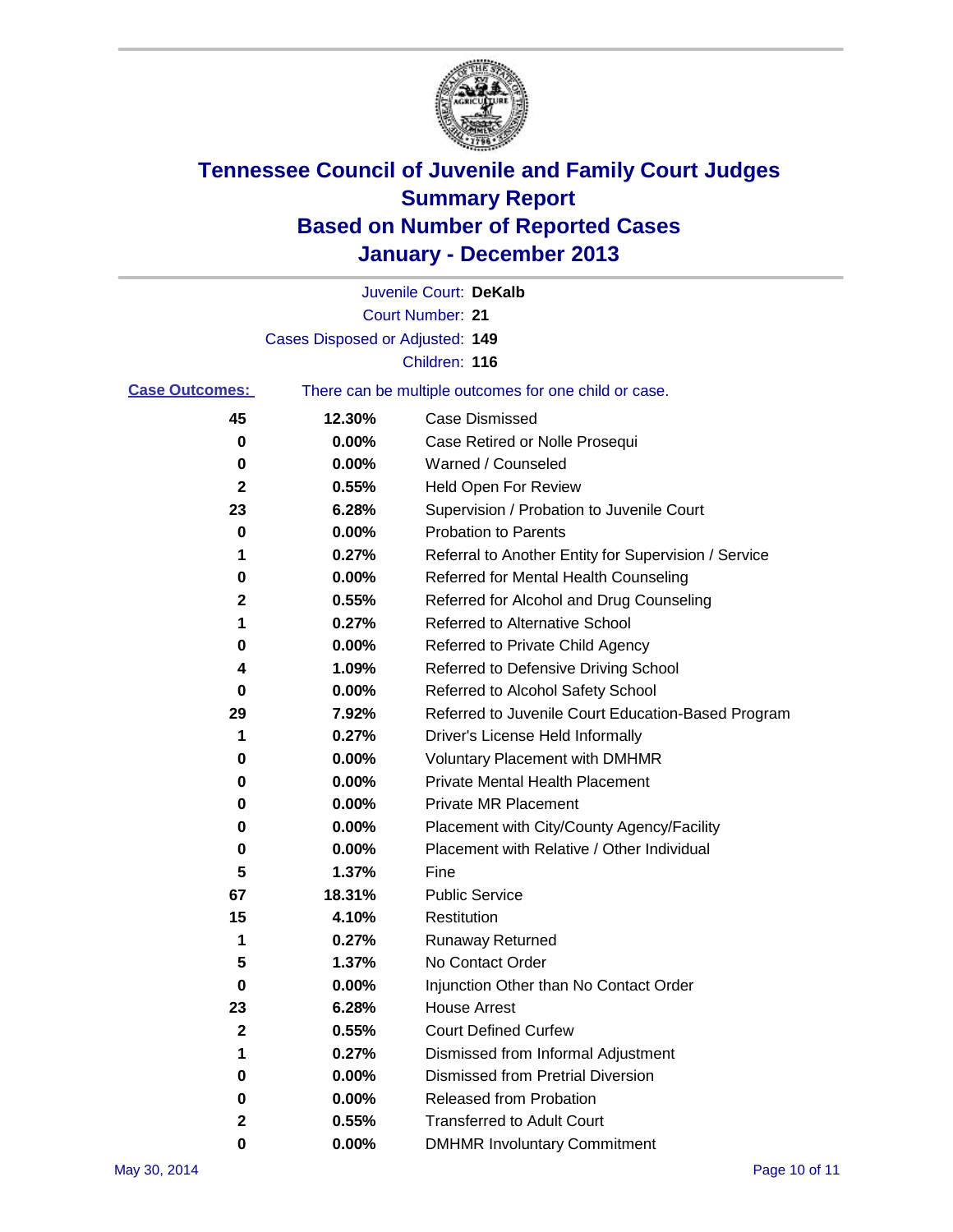# Tennessee Council of Juvenile and Family Court Judges
## Summary Report
## Based on Number of Reported Cases
## January - December 2013

Juvenile Court: **DeKalb**

Court Number: **21**

Cases Disposed or Adjusted: **149**

Children: **116**

**Case Outcomes:** There can be multiple outcomes for one child or case.

| Count | Percent | Outcome |
|---|---|---|
| 45 | 12.30% | Case Dismissed |
| 0 | 0.00% | Case Retired or Nolle Prosequi |
| 0 | 0.00% | Warned / Counseled |
| 2 | 0.55% | Held Open For Review |
| 23 | 6.28% | Supervision / Probation to Juvenile Court |
| 0 | 0.00% | Probation to Parents |
| 1 | 0.27% | Referral to Another Entity for Supervision / Service |
| 0 | 0.00% | Referred for Mental Health Counseling |
| 2 | 0.55% | Referred for Alcohol and Drug Counseling |
| 1 | 0.27% | Referred to Alternative School |
| 0 | 0.00% | Referred to Private Child Agency |
| 4 | 1.09% | Referred to Defensive Driving School |
| 0 | 0.00% | Referred to Alcohol Safety School |
| 29 | 7.92% | Referred to Juvenile Court Education-Based Program |
| 1 | 0.27% | Driver's License Held Informally |
| 0 | 0.00% | Voluntary Placement with DMHMR |
| 0 | 0.00% | Private Mental Health Placement |
| 0 | 0.00% | Private MR Placement |
| 0 | 0.00% | Placement with City/County Agency/Facility |
| 0 | 0.00% | Placement with Relative / Other Individual |
| 5 | 1.37% | Fine |
| 67 | 18.31% | Public Service |
| 15 | 4.10% | Restitution |
| 1 | 0.27% | Runaway Returned |
| 5 | 1.37% | No Contact Order |
| 0 | 0.00% | Injunction Other than No Contact Order |
| 23 | 6.28% | House Arrest |
| 2 | 0.55% | Court Defined Curfew |
| 1 | 0.27% | Dismissed from Informal Adjustment |
| 0 | 0.00% | Dismissed from Pretrial Diversion |
| 0 | 0.00% | Released from Probation |
| 2 | 0.55% | Transferred to Adult Court |
| 0 | 0.00% | DMHMR Involuntary Commitment |

May 30, 2014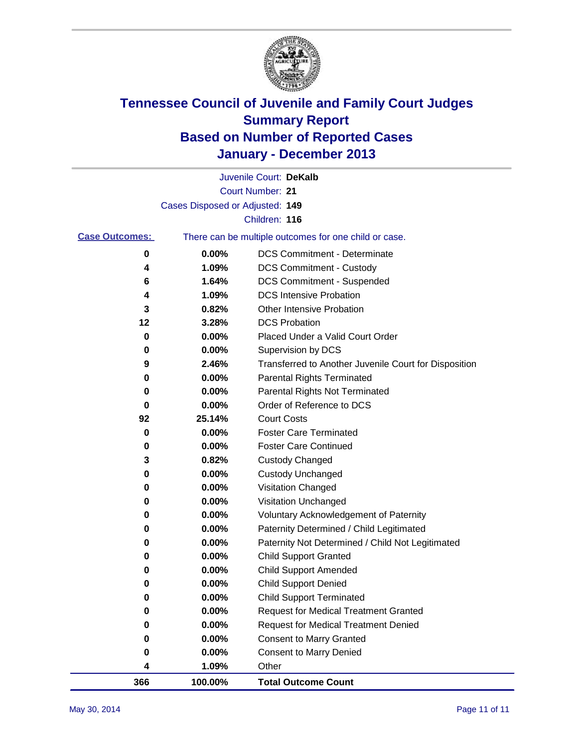# Tennessee Council of Juvenile and Family Court Judges
## Summary Report
## Based on Number of Reported Cases
## January - December 2013

Juvenile Court: **DeKalb**

Court Number: **21**

Cases Disposed or Adjusted: **149**

Children: **116**

**Case Outcomes:** There can be multiple outcomes for one child or case.

| | | |
|---|---|---|
| 0 | 0.00% | DCS Commitment - Determinate |
| 4 | 1.09% | DCS Commitment - Custody |
| 6 | 1.64% | DCS Commitment - Suspended |
| 4 | 1.09% | DCS Intensive Probation |
| 3 | 0.82% | Other Intensive Probation |
| 12 | 3.28% | DCS Probation |
| 0 | 0.00% | Placed Under a Valid Court Order |
| 0 | 0.00% | Supervision by DCS |
| 9 | 2.46% | Transferred to Another Juvenile Court for Disposition |
| 0 | 0.00% | Parental Rights Terminated |
| 0 | 0.00% | Parental Rights Not Terminated |
| 0 | 0.00% | Order of Reference to DCS |
| 92 | 25.14% | Court Costs |
| 0 | 0.00% | Foster Care Terminated |
| 0 | 0.00% | Foster Care Continued |
| 3 | 0.82% | Custody Changed |
| 0 | 0.00% | Custody Unchanged |
| 0 | 0.00% | Visitation Changed |
| 0 | 0.00% | Visitation Unchanged |
| 0 | 0.00% | Voluntary Acknowledgement of Paternity |
| 0 | 0.00% | Paternity Determined / Child Legitimated |
| 0 | 0.00% | Paternity Not Determined / Child Not Legitimated |
| 0 | 0.00% | Child Support Granted |
| 0 | 0.00% | Child Support Amended |
| 0 | 0.00% | Child Support Denied |
| 0 | 0.00% | Child Support Terminated |
| 0 | 0.00% | Request for Medical Treatment Granted |
| 0 | 0.00% | Request for Medical Treatment Denied |
| 0 | 0.00% | Consent to Marry Granted |
| 0 | 0.00% | Consent to Marry Denied |
| 4 | 1.09% | Other |
| **366** | **100.00%** | **Total Outcome Count** |

May 30, 2014